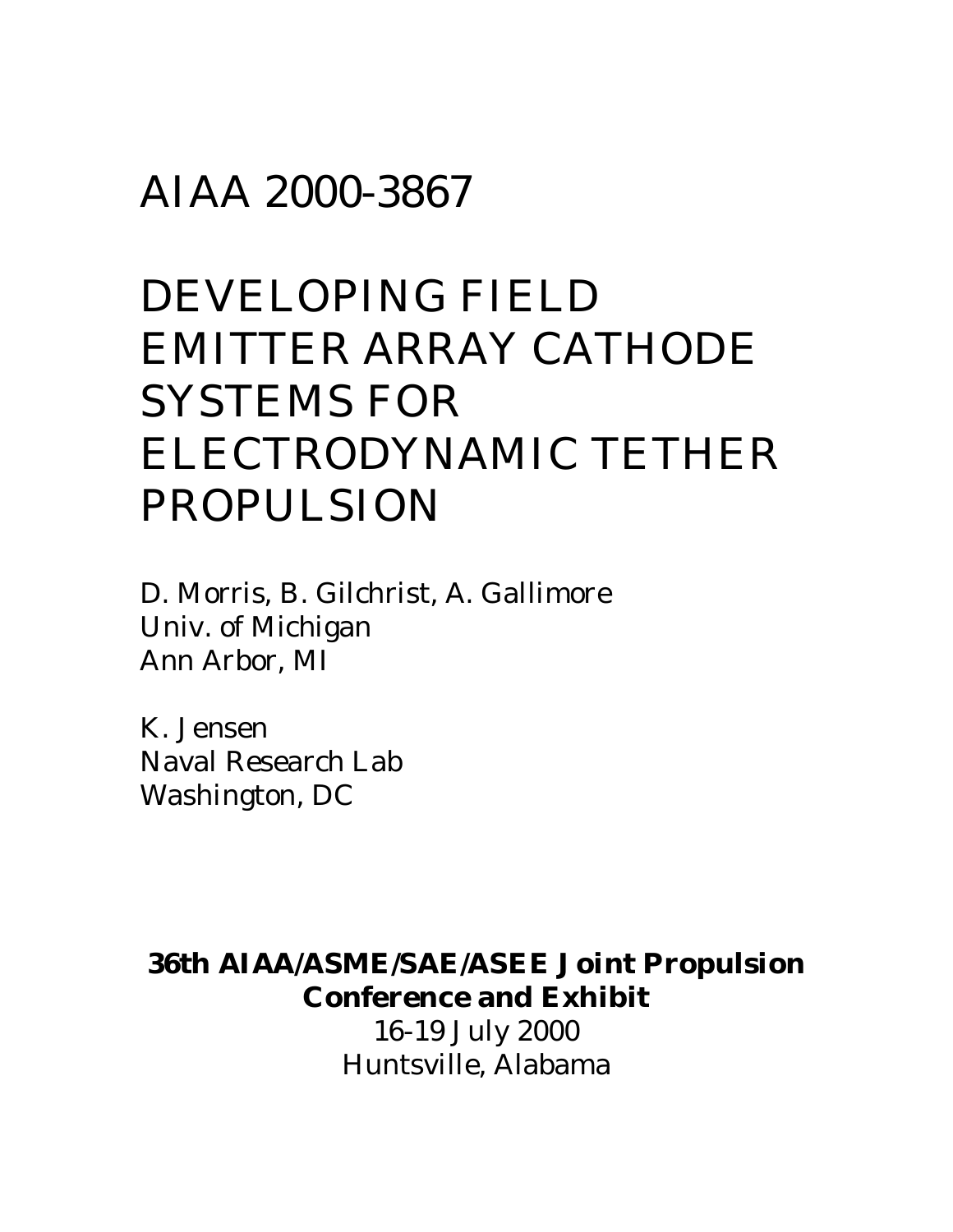# AIAA 2000-3867

# DEVELOPING FIELD EMITTER ARRAY CATHODE SYSTEMS FOR ELECTRODYNAMIC TETHER PROPULSION

D. Morris, B. Gilchrist, A. Gallimore
Univ. of Michigan
Ann Arbor, MI

K. Jensen
Naval Research Lab
Washington, DC

**36th AIAA/ASME/SAE/ASEE Joint Propulsion Conference and Exhibit**
16-19 July 2000
Huntsville, Alabama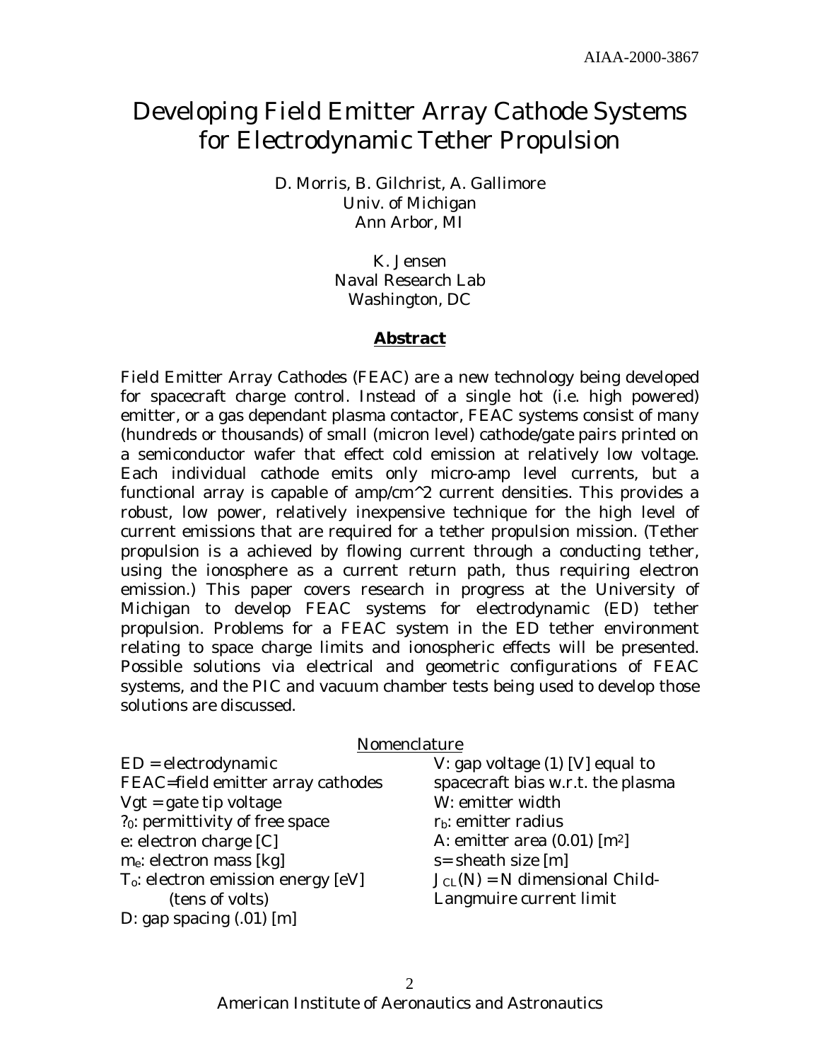# Developing Field Emitter Array Cathode Systems for Electrodynamic Tether Propulsion

D. Morris, B. Gilchrist, A. Gallimore
Univ. of Michigan
Ann Arbor, MI

K. Jensen
Naval Research Lab
Washington, DC

## Abstract

Field Emitter Array Cathodes (FEAC) are a new technology being developed for spacecraft charge control. Instead of a single hot (i.e. high powered) emitter, or a gas dependant plasma contactor, FEAC systems consist of many (hundreds or thousands) of small (micron level) cathode/gate pairs printed on a semiconductor wafer that effect cold emission at relatively low voltage. Each individual cathode emits only micro-amp level currents, but a functional array is capable of amp/cm^2 current densities. This provides a robust, low power, relatively inexpensive technique for the high level of current emissions that are required for a tether propulsion mission. (Tether propulsion is a achieved by flowing current through a conducting tether, using the ionosphere as a current return path, thus requiring electron emission.) This paper covers research in progress at the University of Michigan to develop FEAC systems for electrodynamic (ED) tether propulsion. Problems for a FEAC system in the ED tether environment relating to space charge limits and ionospheric effects will be presented. Possible solutions via electrical and geometric configurations of FEAC systems, and the PIC and vacuum chamber tests being used to develop those solutions are discussed.

### Nomenclature

ED = electrodynamic
FEAC=field emitter array cathodes
Vgt = gate tip voltage
$\varepsilon_0$: permittivity of free space
e: electron charge [C]
$m_e$: electron mass [kg]
$T_o$: electron emission energy [eV] (tens of volts)
D: gap spacing (.01) [m]
V: gap voltage (1) [V] equal to spacecraft bias w.r.t. the plasma
W: emitter width
$r_b$: emitter radius
A: emitter area (0.01) [$m^2$]
s= sheath size [m]
$J_{CL}(N)$ = N dimensional Child-Langmuire current limit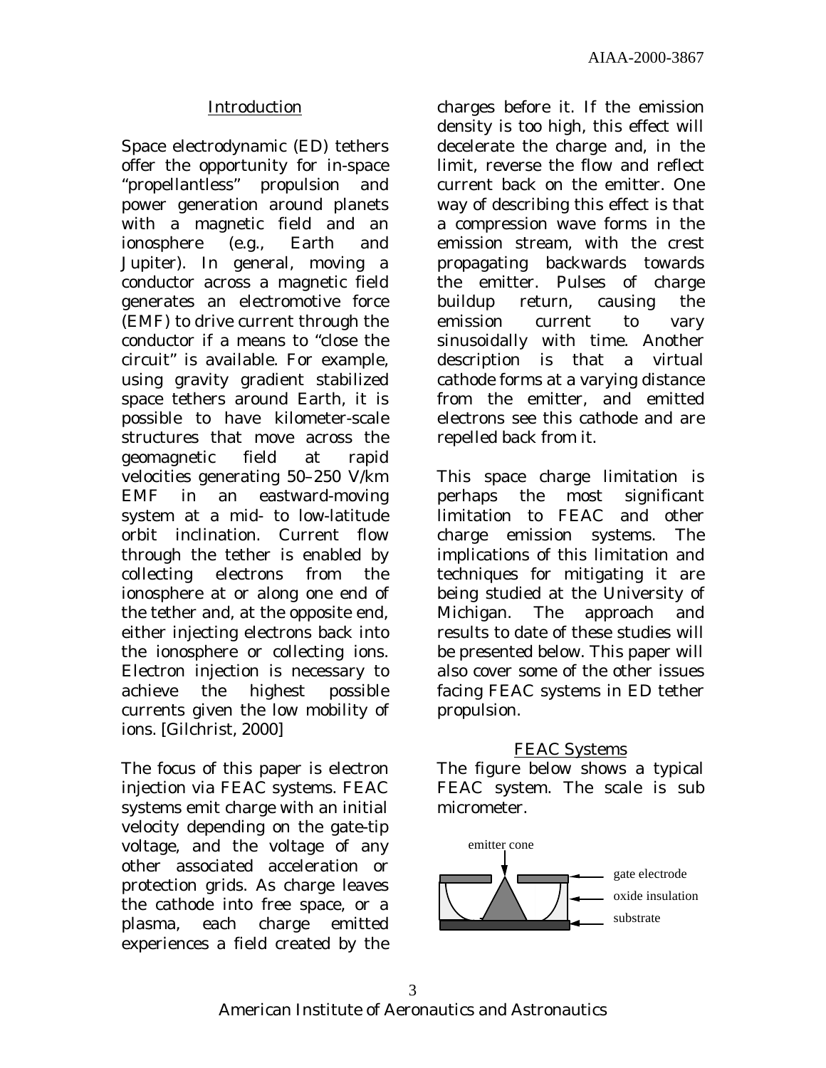## Introduction

Space electrodynamic (ED) tethers offer the opportunity for in-space "propellantless" propulsion and power generation around planets with a magnetic field and an ionosphere (e.g., Earth and Jupiter). In general, moving a conductor across a magnetic field generates an electromotive force (EMF) to drive current through the conductor if a means to "close the circuit" is available. For example, using gravity gradient stabilized space tethers around Earth, it is possible to have kilometer-scale structures that move across the geomagnetic field at rapid velocities generating 50–250 V/km EMF in an eastward-moving system at a mid- to low-latitude orbit inclination. Current flow through the tether is enabled by collecting electrons from the ionosphere at or along one end of the tether and, at the opposite end, either injecting electrons back into the ionosphere or collecting ions. Electron injection is necessary to achieve the highest possible currents given the low mobility of ions. [Gilchrist, 2000]

The focus of this paper is electron injection via FEAC systems. FEAC systems emit charge with an initial velocity depending on the gate-tip voltage, and the voltage of any other associated acceleration or protection grids. As charge leaves the cathode into free space, or a plasma, each charge emitted experiences a field created by the charges before it. If the emission density is too high, this effect will decelerate the charge and, in the limit, reverse the flow and reflect current back on the emitter. One way of describing this effect is that a compression wave forms in the emission stream, with the crest propagating backwards towards the emitter. Pulses of charge buildup return, causing the emission current to vary sinusoidally with time. Another description is that a virtual cathode forms at a varying distance from the emitter, and emitted electrons see this cathode and are repelled back from it.

This space charge limitation is perhaps the most significant limitation to FEAC and other charge emission systems. The implications of this limitation and techniques for mitigating it are being studied at the University of Michigan. The approach and results to date of these studies will be presented below. This paper will also cover some of the other issues facing FEAC systems in ED tether propulsion.

## FEAC Systems

The figure below shows a typical FEAC system. The scale is sub micrometer.

emitter cone

gate electrode

oxide insulation

substrate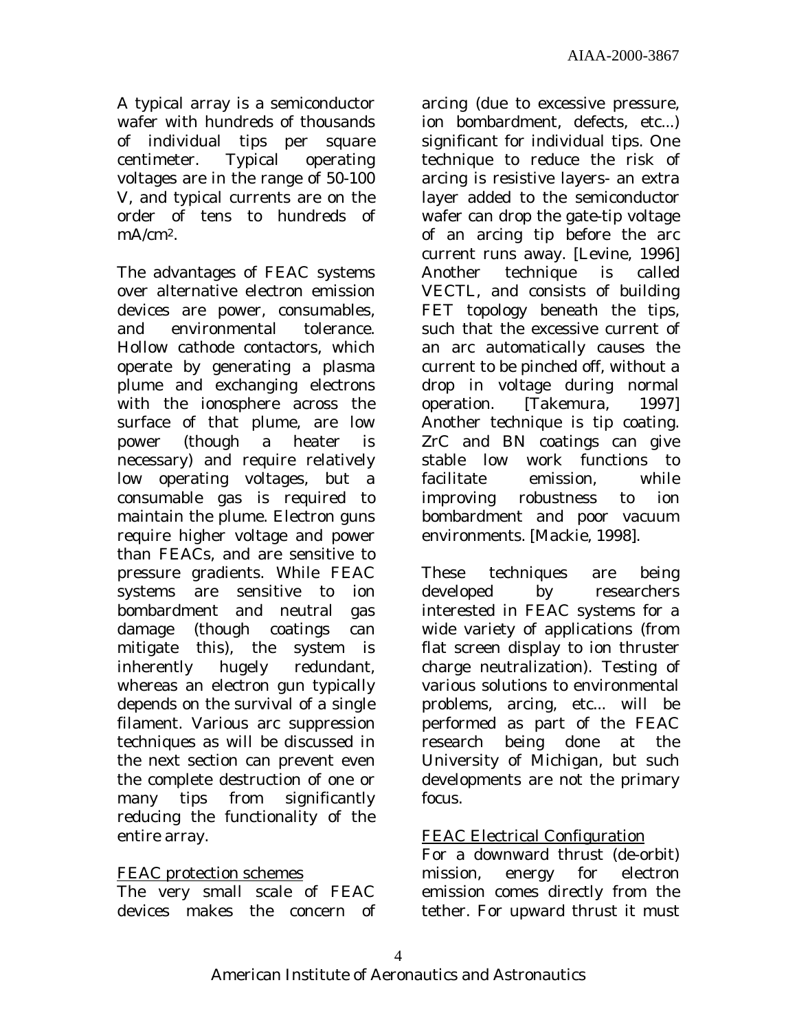A typical array is a semiconductor wafer with hundreds of thousands of individual tips per square centimeter. Typical operating voltages are in the range of 50-100 V, and typical currents are on the order of tens to hundreds of $mA/cm^2$.

The advantages of FEAC systems over alternative electron emission devices are power, consumables, and environmental tolerance. Hollow cathode contactors, which operate by generating a plasma plume and exchanging electrons with the ionosphere across the surface of that plume, are low power (though a heater is necessary) and require relatively low operating voltages, but a consumable gas is required to maintain the plume. Electron guns require higher voltage and power than FEACs, and are sensitive to pressure gradients. While FEAC systems are sensitive to ion bombardment and neutral gas damage (though coatings can mitigate this), the system is inherently hugely redundant, whereas an electron gun typically depends on the survival of a single filament. Various arc suppression techniques as will be discussed in the next section can prevent even the complete destruction of one or many tips from significantly reducing the functionality of the entire array.

## FEAC protection schemes

The very small scale of FEAC devices makes the concern of arcing (due to excessive pressure, ion bombardment, defects, etc...) significant for individual tips. One technique to reduce the risk of arcing is resistive layers- an extra layer added to the semiconductor wafer can drop the gate-tip voltage of an arcing tip before the arc current runs away. [Levine, 1996] Another technique is called VECTL, and consists of building FET topology beneath the tips, such that the excessive current of an arc automatically causes the current to be pinched off, without a drop in voltage during normal operation. [Takemura, 1997] Another technique is tip coating. ZrC and BN coatings can give stable low work functions to facilitate emission, while improving robustness to ion bombardment and poor vacuum environments. [Mackie, 1998].

These techniques are being developed by researchers interested in FEAC systems for a wide variety of applications (from flat screen display to ion thruster charge neutralization). Testing of various solutions to environmental problems, arcing, etc... will be performed as part of the FEAC research being done at the University of Michigan, but such developments are not the primary focus.

## FEAC Electrical Configuration

For a downward thrust (de-orbit) mission, energy for electron emission comes directly from the tether. For upward thrust it must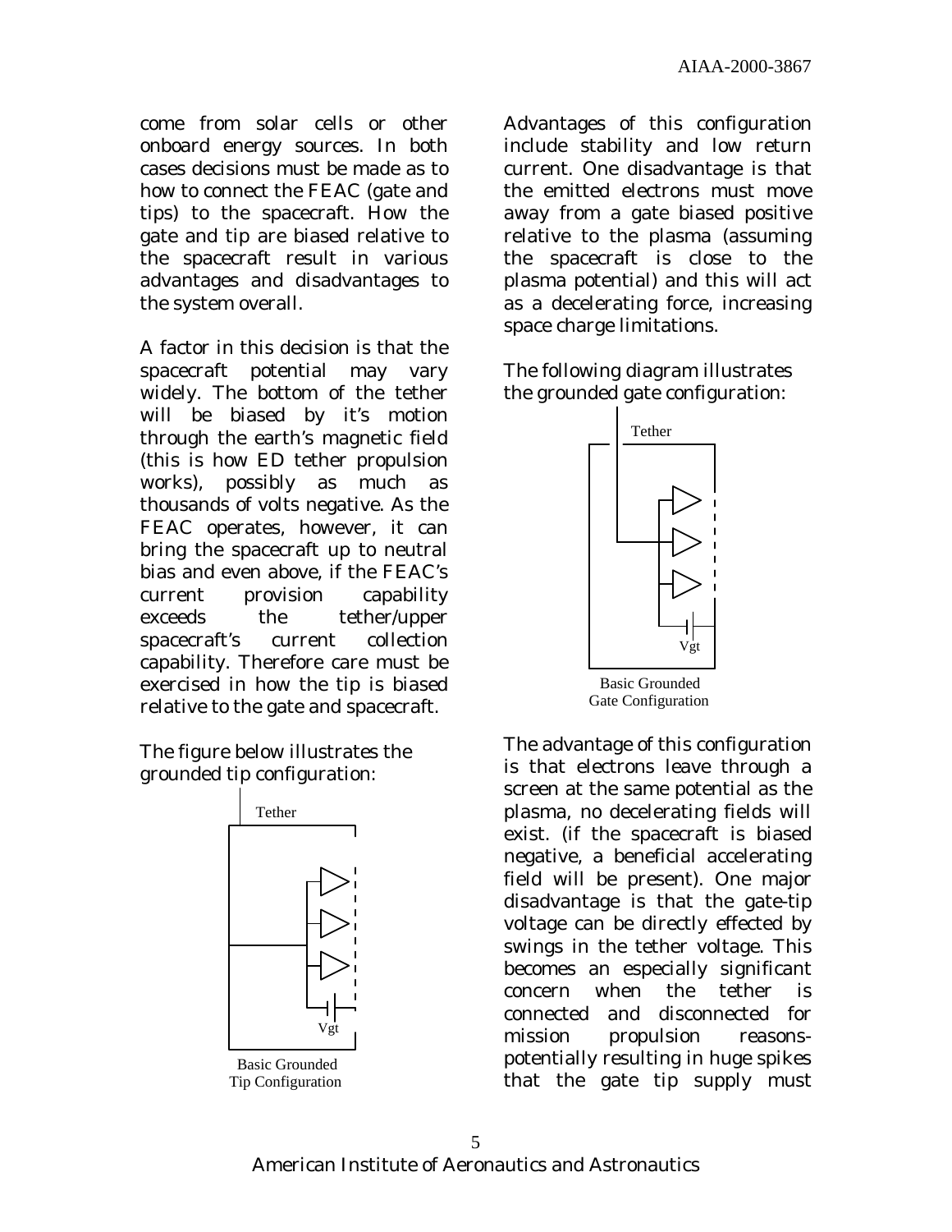come from solar cells or other onboard energy sources. In both cases decisions must be made as to how to connect the FEAC (gate and tips) to the spacecraft. How the gate and tip are biased relative to the spacecraft result in various advantages and disadvantages to the system overall.

A factor in this decision is that the spacecraft potential may vary widely. The bottom of the tether will be biased by it's motion through the earth's magnetic field (this is how ED tether propulsion works), possibly as much as thousands of volts negative. As the FEAC operates, however, it can bring the spacecraft up to neutral bias and even above, if the FEAC's current provision capability exceeds the tether/upper spacecraft's current collection capability. Therefore care must be exercised in how the tip is biased relative to the gate and spacecraft.

The figure below illustrates the grounded tip configuration:

Basic Grounded Tip Configuration

Advantages of this configuration include stability and low return current. One disadvantage is that the emitted electrons must move away from a gate biased positive relative to the plasma (assuming the spacecraft is close to the plasma potential) and this will act as a decelerating force, increasing space charge limitations.

The following diagram illustrates the grounded gate configuration:

Basic Grounded Gate Configuration

The advantage of this configuration is that electrons leave through a screen at the same potential as the plasma, no decelerating fields will exist. (if the spacecraft is biased negative, a beneficial accelerating field will be present). One major disadvantage is that the gate-tip voltage can be directly effected by swings in the tether voltage. This becomes an especially significant concern when the tether is connected and disconnected for mission propulsion reasons- potentially resulting in huge spikes that the gate tip supply must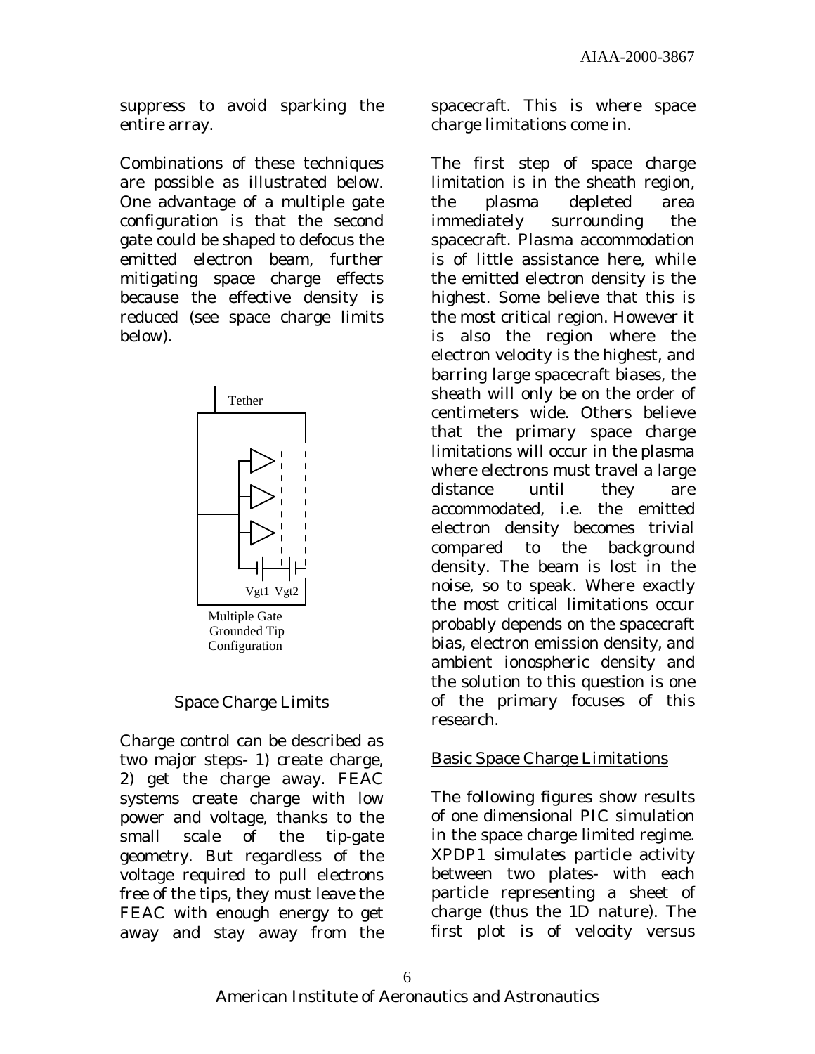suppress to avoid sparking the entire array.

Combinations of these techniques are possible as illustrated below. One advantage of a multiple gate configuration is that the second gate could be shaped to defocus the emitted electron beam, further mitigating space charge effects because the effective density is reduced (see space charge limits below).

Multiple Gate Grounded Tip Configuration

## Space Charge Limits

Charge control can be described as two major steps- 1) create charge, 2) get the charge away. FEAC systems create charge with low power and voltage, thanks to the small scale of the tip-gate geometry. But regardless of the voltage required to pull electrons free of the tips, they must leave the FEAC with enough energy to get away and stay away from the spacecraft. This is where space charge limitations come in.

The first step of space charge limitation is in the sheath region, the plasma depleted area immediately surrounding the spacecraft. Plasma accommodation is of little assistance here, while the emitted electron density is the highest. Some believe that this is the most critical region. However it is also the region where the electron velocity is the highest, and barring large spacecraft biases, the sheath will only be on the order of centimeters wide. Others believe that the primary space charge limitations will occur in the plasma where electrons must travel a large distance until they are accommodated, i.e. the emitted electron density becomes trivial compared to the background density. The beam is lost in the noise, so to speak. Where exactly the most critical limitations occur probably depends on the spacecraft bias, electron emission density, and ambient ionospheric density and the solution to this question is one of the primary focuses of this research.

## Basic Space Charge Limitations

The following figures show results of one dimensional PIC simulation in the space charge limited regime. XPDP1 simulates particle activity between two plates- with each particle representing a sheet of charge (thus the 1D nature). The first plot is of velocity versus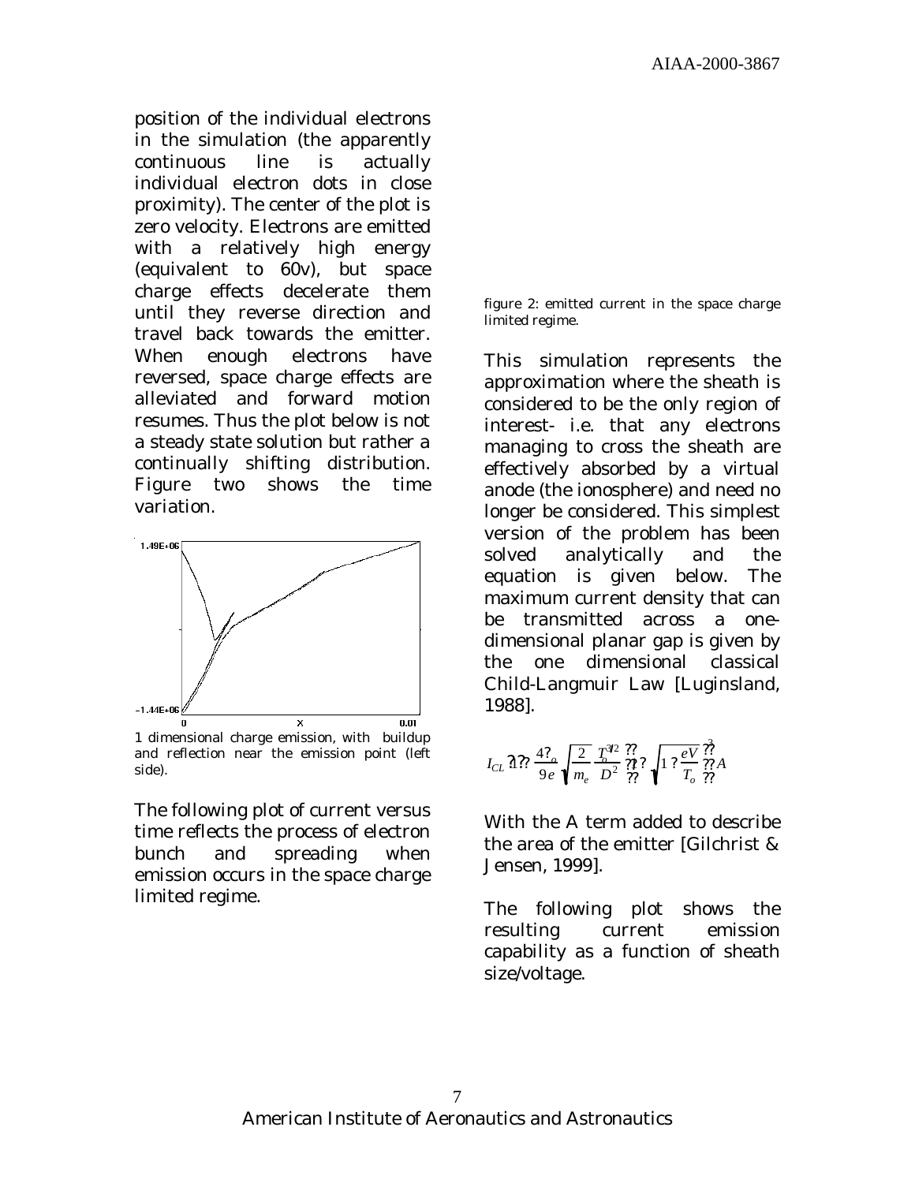position of the individual electrons in the simulation (the apparently continuous line is actually individual electron dots in close proximity). The center of the plot is zero velocity. Electrons are emitted with a relatively high energy (equivalent to 60v), but space charge effects decelerate them until they reverse direction and travel back towards the emitter. When enough electrons have reversed, space charge effects are alleviated and forward motion resumes. Thus the plot below is not a steady state solution but rather a continually shifting distribution. Figure two shows the time variation.

1 dimensional charge emission, with buildup and reflection near the emission point (left side).

The following plot of current versus time reflects the process of electron bunch and spreading when emission occurs in the space charge limited regime.

figure 2: emitted current in the space charge limited regime.

This simulation represents the approximation where the sheath is considered to be the only region of interest- i.e. that any electrons managing to cross the sheath are effectively absorbed by a virtual anode (the ionosphere) and need no longer be considered. This simplest version of the problem has been solved analytically and the equation is given below. The maximum current density that can be transmitted across a one-dimensional planar gap is given by the one dimensional classical Child-Langmuir Law [Luginsland, 1988].

$$I_{CL} = \frac{4\epsilon_o}{9e}\sqrt{\frac{2}{m_e}}\frac{T_o^{3/2}}{D^2}\left(1+\sqrt{1+\frac{eV}{T_o}}\right)^2 A$$

With the A term added to describe the area of the emitter [Gilchrist & Jensen, 1999].

The following plot shows the resulting current emission capability as a function of sheath size/voltage.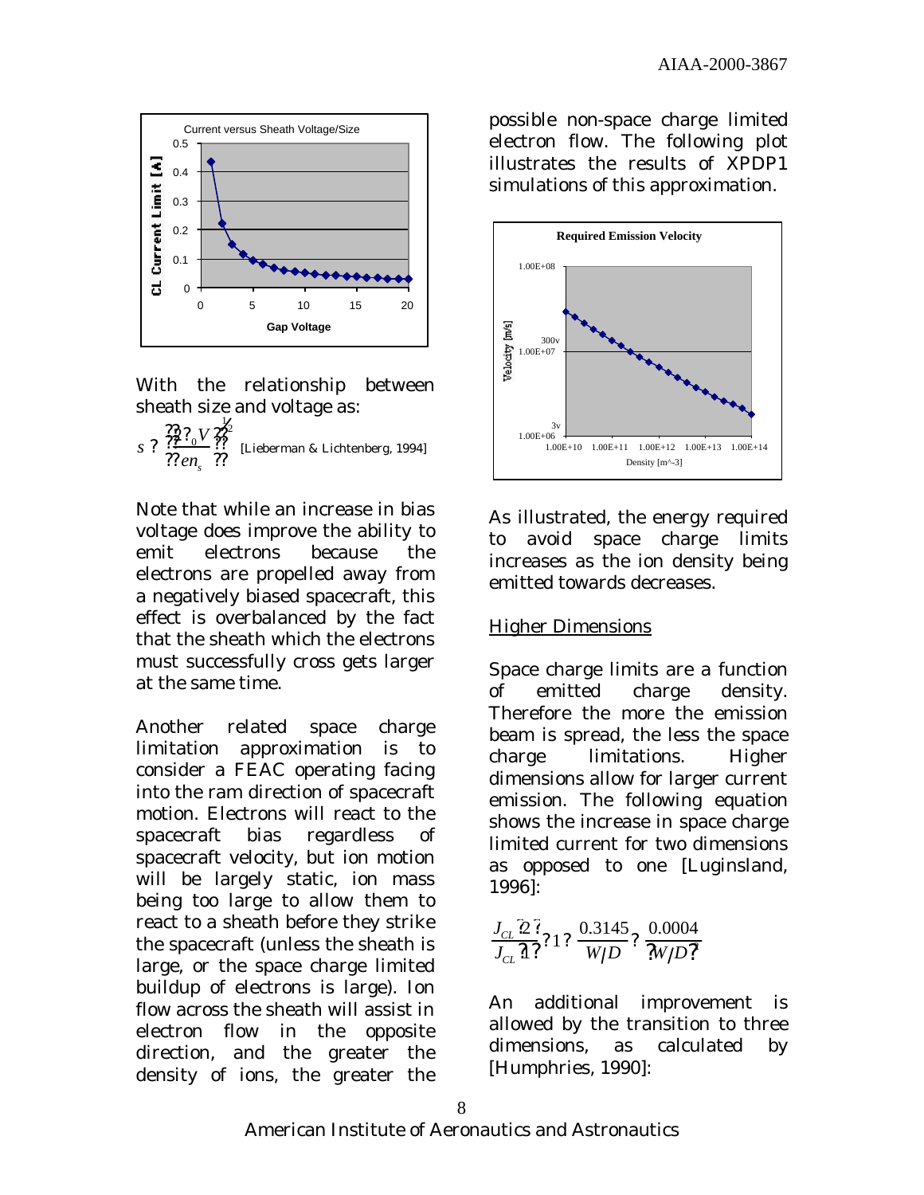With the relationship between sheath size and voltage as:

$$s \approx \left(\frac{2\varepsilon_0 V}{e n_s}\right)^{1/2}$$ [Lieberman & Lichtenberg, 1994]

Note that while an increase in bias voltage does improve the ability to emit electrons because the electrons are propelled away from a negatively biased spacecraft, this effect is overbalanced by the fact that the sheath which the electrons must successfully cross gets larger at the same time.

Another related space charge limitation approximation is to consider a FEAC operating facing into the ram direction of spacecraft motion. Electrons will react to the spacecraft bias regardless of spacecraft velocity, but ion motion will be largely static, ion mass being too large to allow them to react to a sheath before they strike the spacecraft (unless the sheath is large, or the space charge limited buildup of electrons is large). Ion flow across the sheath will assist in electron flow in the opposite direction, and the greater the density of ions, the greater the possible non-space charge limited electron flow. The following plot illustrates the results of XPDP1 simulations of this approximation.

As illustrated, the energy required to avoid space charge limits increases as the ion density being emitted towards decreases.

## Higher Dimensions

Space charge limits are a function of emitted charge density. Therefore the more the emission beam is spread, the less the space charge limitations. Higher dimensions allow for larger current emission. The following equation shows the increase in space charge limited current for two dimensions as opposed to one [Luginsland, 1996]:

$$\frac{J_{CL}(2)}{J_{CL}(1)} \approx 1 + \frac{0.3145}{W/D} - \frac{0.0004}{(W/D)^2}$$

An additional improvement is allowed by the transition to three dimensions, as calculated by [Humphries, 1990]: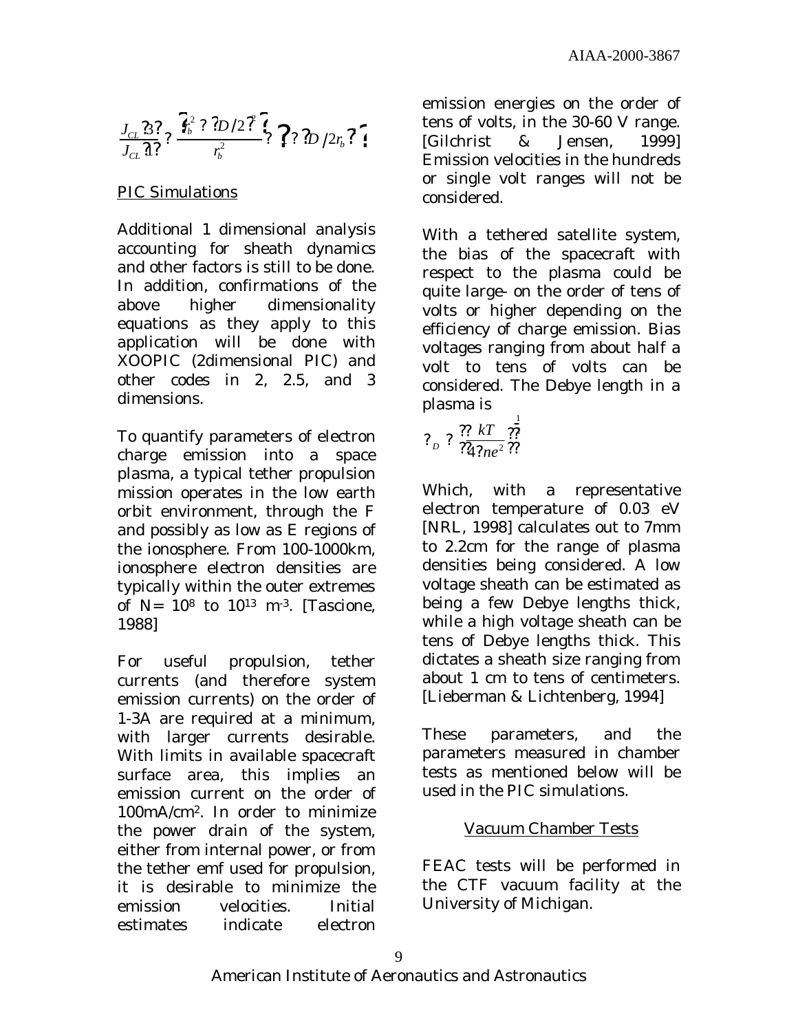$$\frac{J_{CL}(3)}{J_{CL}(1)} \approx \frac{(r_b + D/2)^2}{r_b^2} \approx (1 + D/2r_b)^2$$

## PIC Simulations

Additional 1 dimensional analysis accounting for sheath dynamics and other factors is still to be done. In addition, confirmations of the above higher dimensionality equations as they apply to this application will be done with XOOPIC (2dimensional PIC) and other codes in 2, 2.5, and 3 dimensions.

To quantify parameters of electron charge emission into a space plasma, a typical tether propulsion mission operates in the low earth orbit environment, through the F and possibly as low as E regions of the ionosphere. From 100-1000km, ionosphere electron densities are typically within the outer extremes of $N = 10^8$ to $10^{13}$ $m^{-3}$. [Tascione, 1988]

For useful propulsion, tether currents (and therefore system emission currents) on the order of 1-3A are required at a minimum, with larger currents desirable. With limits in available spacecraft surface area, this implies an emission current on the order of 100mA/cm$^2$. In order to minimize the power drain of the system, either from internal power, or from the tether emf used for propulsion, it is desirable to minimize the emission velocities. Initial estimates indicate electron emission energies on the order of tens of volts, in the 30-60 V range. [Gilchrist & Jensen, 1999] Emission velocities in the hundreds or single volt ranges will not be considered.

With a tethered satellite system, the bias of the spacecraft with respect to the plasma could be quite large- on the order of tens of volts or higher depending on the efficiency of charge emission. Bias voltages ranging from about half a volt to tens of volts can be considered. The Debye length in a plasma is

$$\lambda_D = \left(\frac{kT}{4\pi n e^2}\right)^{\frac{1}{2}}$$

Which, with a representative electron temperature of 0.03 eV [NRL, 1998] calculates out to 7mm to 2.2cm for the range of plasma densities being considered. A low voltage sheath can be estimated as being a few Debye lengths thick, while a high voltage sheath can be tens of Debye lengths thick. This dictates a sheath size ranging from about 1 cm to tens of centimeters. [Lieberman & Lichtenberg, 1994]

These parameters, and the parameters measured in chamber tests as mentioned below will be used in the PIC simulations.

## Vacuum Chamber Tests

FEAC tests will be performed in the CTF vacuum facility at the University of Michigan.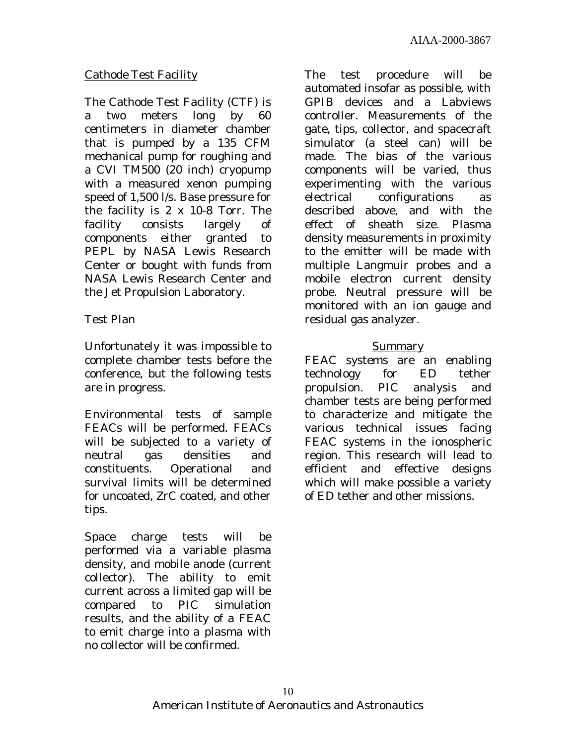## Cathode Test Facility

The Cathode Test Facility (CTF) is a two meters long by 60 centimeters in diameter chamber that is pumped by a 135 CFM mechanical pump for roughing and a CVI TM500 (20 inch) cryopump with a measured xenon pumping speed of 1,500 l/s. Base pressure for the facility is 2 x 10-8 Torr. The facility consists largely of components either granted to PEPL by NASA Lewis Research Center or bought with funds from NASA Lewis Research Center and the Jet Propulsion Laboratory.

## Test Plan

Unfortunately it was impossible to complete chamber tests before the conference, but the following tests are in progress.

Environmental tests of sample FEACs will be performed. FEACs will be subjected to a variety of neutral gas densities and constituents. Operational and survival limits will be determined for uncoated, ZrC coated, and other tips.

Space charge tests will be performed via a variable plasma density, and mobile anode (current collector). The ability to emit current across a limited gap will be compared to PIC simulation results, and the ability of a FEAC to emit charge into a plasma with no collector will be confirmed.

The test procedure will be automated insofar as possible, with GPIB devices and a Labviews controller. Measurements of the gate, tips, collector, and spacecraft simulator (a steel can) will be made. The bias of the various components will be varied, thus experimenting with the various electrical configurations as described above, and with the effect of sheath size. Plasma density measurements in proximity to the emitter will be made with multiple Langmuir probes and a mobile electron current density probe. Neutral pressure will be monitored with an ion gauge and residual gas analyzer.

## Summary

FEAC systems are an enabling technology for ED tether propulsion. PIC analysis and chamber tests are being performed to characterize and mitigate the various technical issues facing FEAC systems in the ionospheric region. This research will lead to efficient and effective designs which will make possible a variety of ED tether and other missions.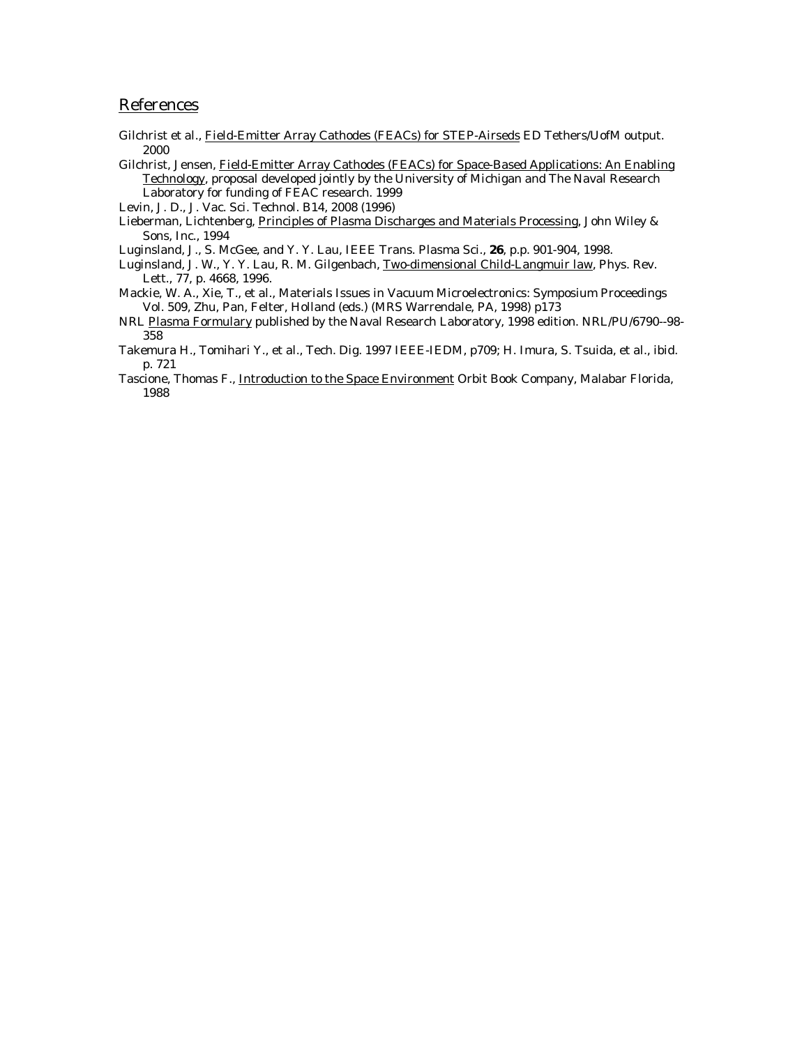## References

Gilchrist et al., Field-Emitter Array Cathodes (FEACs) for STEP-Airseds ED Tethers/UofM output. 2000

Gilchrist, Jensen, Field-Emitter Array Cathodes (FEACs) for Space-Based Applications: An Enabling Technology, proposal developed jointly by the University of Michigan and The Naval Research Laboratory for funding of FEAC research. 1999

Levin, J. D., J. Vac. Sci. Technol. B14, 2008 (1996)

Lieberman, Lichtenberg, Principles of Plasma Discharges and Materials Processing, John Wiley & Sons, Inc., 1994

Luginsland, J., S. McGee, and Y. Y. Lau, IEEE Trans. Plasma Sci., **26**, p.p. 901-904, 1998.

Luginsland, J. W., Y. Y. Lau, R. M. Gilgenbach, Two-dimensional Child-Langmuir law, Phys. Rev. Lett., 77, p. 4668, 1996.

Mackie, W. A., Xie, T., et al., Materials Issues in Vacuum Microelectronics: Symposium Proceedings Vol. 509, Zhu, Pan, Felter, Holland (eds.) (MRS Warrendale, PA, 1998) p173

NRL Plasma Formulary published by the Naval Research Laboratory, 1998 edition. NRL/PU/6790--98-358

Takemura H., Tomihari Y., et al., Tech. Dig. 1997 IEEE-IEDM, p709; H. Imura, S. Tsuida, et al., ibid. p. 721

Tascione, Thomas F., Introduction to the Space Environment Orbit Book Company, Malabar Florida, 1988